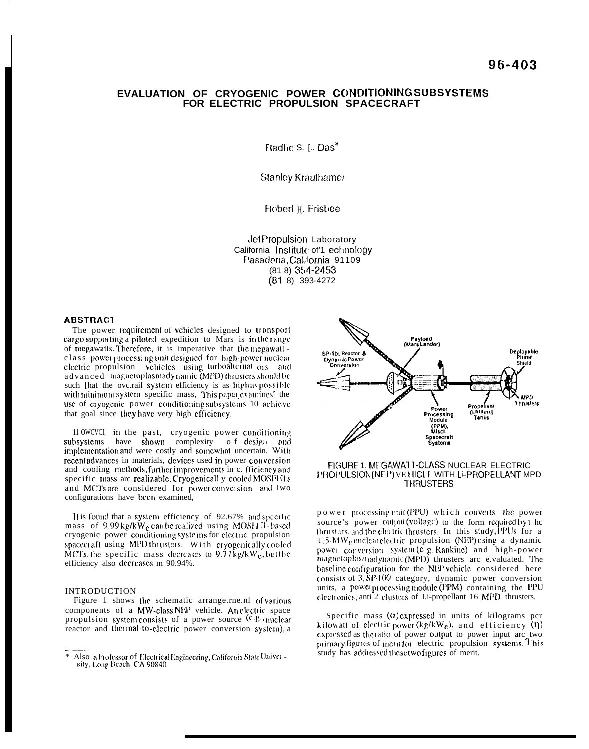96-403

# EVALUATION OF CRYOGENIC POWER CONDITIONING SUBSYSTEMS FOR ELECTRIC PROPULSION SPACECRAFT

Radhe S. L. Das*

Stanley Krauthamer

Robert H. Frisbee

Jet Propulsion Laboratory
California Institute of Technology
Pasadena, California 91109
(818) 354-2453
(818) 393-4272

## ABSTRACT

The power requirement of vehicles designed to transport cargo supporting a piloted expedition to Mars is in the range of megawatts. Therefore, it is imperative that the megawatt-class power processing unit designed for high-power nuclear electric propulsion vehicles using turboalternators and advanced magnetoplasmadynamic (MPD) thrusters should be such that the overall system efficiency is as high as possible with minimum system specific mass. This paper examines the use of cryogenic power conditioning subsystems to achieve that goal since they have very high efficiency.

However, in the past, cryogenic power conditioning subsystems have shown complexity of design and implementation and were costly and somewhat uncertain. With recent advances in materials, devices used in power conversion and cooling methods, further improvements in efficiency and specific mass are realizable. Cryogenically cooled MOSFETs and MCTs are considered for power conversion and two configurations have been examined.

It is found that a system efficiency of 92.67% and specific mass of 9.99 kg/kW$_e$ can be realized using MOSFET-based cryogenic power conditioning systems for electric propulsion spacecraft using MPD thrusters. With cryogenically cooled MCTs, the specific mass decreases to 9.77 kg/kW$_e$, but the efficiency also decreases to 90.94%.

## INTRODUCTION

Figure 1 shows the schematic arrangement of various components of a MW-class NEP vehicle. An electric space propulsion system consists of a power source (e.g., nuclear reactor and thermal-to-electric power conversion system), a

FIGURE 1. MEGAWATT-CLASS NUCLEAR ELECTRIC PROPULSION (NEP) VEHICLE WITH Li-PROPELLANT MPD THRUSTERS

power processing unit (PPU) which converts the power source's power output (voltage) to the form required by the thrusters, and the electric thrusters. In this study, PPUs for a 1.5-MW$_e$ nuclear electric propulsion (NEP) using a dynamic power conversion system (e.g. Rankine) and high-power magnetoplasmadynamic (MPD) thrusters are evaluated. The baseline configuration for the NEP vehicle considered here consists of 3, SP-100 category, dynamic power conversion units, a power processing module (PPM) containing the PPU electronics, and 2 clusters of Li-propellant 16 MPD thrusters.

Specific mass ($\alpha$) expressed in units of kilograms per kilowatt of electric power (kg/kW$_e$), and efficiency ($\eta$) expressed as the ratio of power output to power input are two primary figures of merit for electric propulsion systems. This study has addressed these two figures of merit.

\* Also a Professor of Electrical Engineering, California State University, Long Beach, CA 90840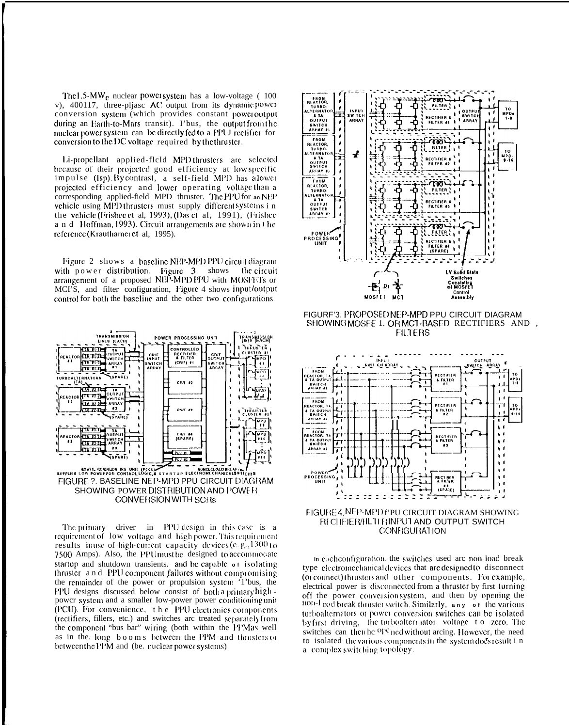The 1.5-$MW_e$ nuclear power system has a low-voltage (100 v), 400 Hz, three-phase AC output from its dynamic power conversion system (which provides constant power output during an Earth-to-Mars transit). Thus, the output from the nuclear power system can be directly fed to a PPU rectifier for conversion to the DC voltage required by the thruster.

Li-propellant applied-field MPD thrusters are selected because of their projected good efficiency at low specific impulse (Isp). By contrast, a self-field MPD has a lower projected efficiency and lower operating voltage than a corresponding applied-field MPD thruster. The PPU for an NEP vehicle using MPD thrusters must supply different systems in the vehicle (Frisbee et al, 1993), (Das et al, 1991), (Frisbee and Hoffman, 1993). Circuit arrangements are shown in the reference (Krauthamer et al, 1995).

Figure 2 shows a baseline NEP-MPD PPU circuit diagram with power distribution. Figure 3 shows the circuit arrangement of a proposed NEP-MPD PPU with MOSFETs or MCTs, and filter configuration, Figure 4 shows input/output control for both the baseline and the other two configurations.

FIGURE 2. BASELINE NEP-MPD PPU CIRCUIT DIAGRAM SHOWING POWER DISTRIBUTION AND POWER CONVERSION WITH SCRs

The primary driver in PPU design in this case is a requirement of low voltage and high power. This requirement results in use of high-current capacity devices (e.g., 1300 to 7500 Amps). Also, the PPU must be designed to accommodate startup and shutdown transients, and be capable of isolating thruster and PPU component failures without compromising the remainder of the power or propulsion system. Thus, the PPU designs discussed below consist of both a primary high-power system and a smaller low-power power conditioning unit (PCU). For convenience, the PPU electronics components (rectifiers, filters, etc.) and switches are treated separately from the component "bus bar" wiring (both within the PPMas well as in the long booms between the PPM and thrusters or between the PPM and the nuclear power systems).

FIGURE 3. PROPOSED NEP-MPD PPU CIRCUIT DIAGRAM SHOWING MOSFET OR MCT-BASED RECTIFIERS AND FILTERS

FIGURE 4. NEP-MPD PPU CIRCUIT DIAGRAM SHOWING RECTIFIER/FILTER INPUT AND OUTPUT SWITCH CONFIGURATION

In each configuration, the switches used are non-load break type electromechanical devices that are designed to disconnect (or connect) thrusters and other components. For example, electrical power is disconnected from a thruster by first turning off the power conversion system, and then by opening the non-load break thruster switch. Similarly, any of the various turboalternators or power conversion switches can be isolated by first driving the turboalternator voltage to zero. The switches can then be opened without arcing. However, the need to isolated the various components in the system does result in a complex switching topology.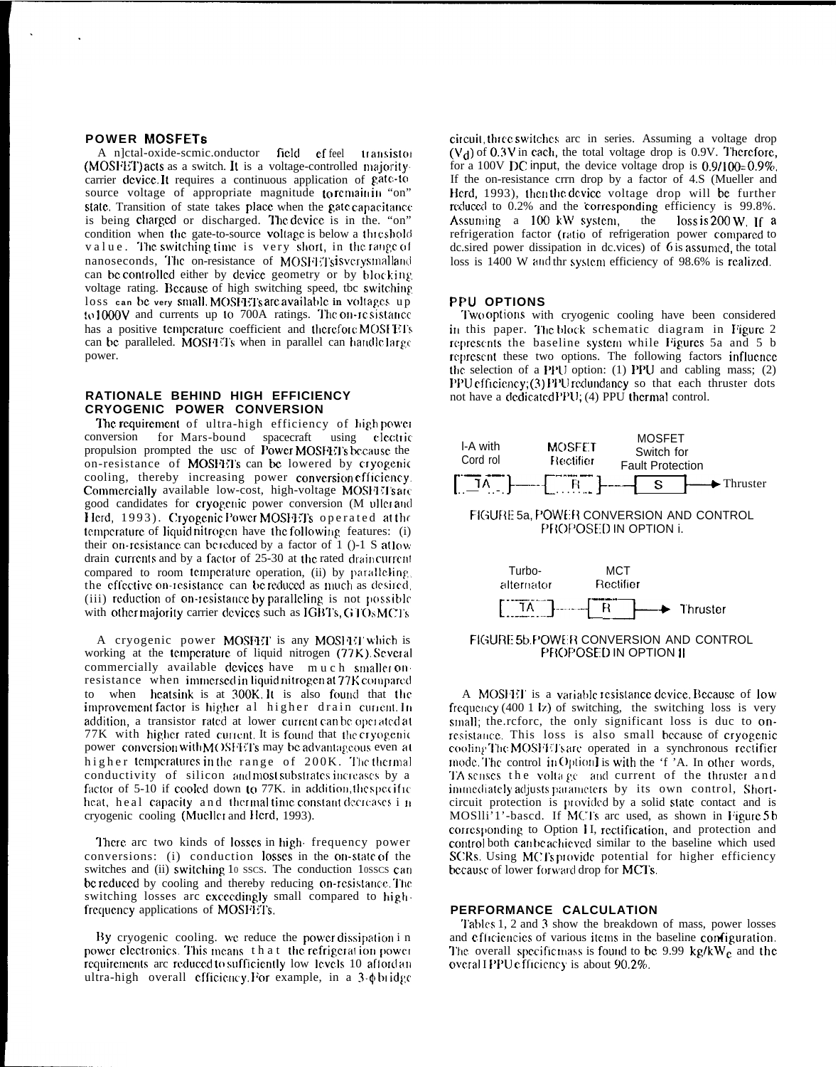## POWER MOSFETs

A metal-oxide-semiconductor field effect transistor (MOSFET) acts as a switch. It is a voltage-controlled majority carrier device. It requires a continuous application of gate-to source voltage of appropriate magnitude to remain in "on" state. Transition of state takes place when the gate capacitance is being charged or discharged. The device is in the "on" condition when the gate-to-source voltage is below a threshold value. The switching time is very short, in the range of nanoseconds. The on-resistance of MOSFETs is very small and can be controlled either by device geometry or by blocking voltage rating. Because of high switching speed, the switching loss can be very small. MOSFETs are available in voltages up to 1000V and currents up to 700A ratings. The on-resistance has a positive temperature coefficient and therefore MOSFETs can be paralleled. MOSFETs when in parallel can handle large power.

## RATIONALE BEHIND HIGH EFFICIENCY CRYOGENIC POWER CONVERSION

The requirement of ultra-high efficiency of high power conversion for Mars-bound spacecraft using electric propulsion prompted the use of Power MOSFETs because the on-resistance of MOSFETs can be lowered by cryogenic cooling, thereby increasing power conversion efficiency. Commercially available low-cost, high-voltage MOSFETs are good candidates for cryogenic power conversion (Mueller and Herd, 1993). Cryogenic Power MOSFETs operated at the temperature of liquid nitrogen have the following features: (i) their on-resistance can be reduced by a factor of 1 0-1 S at low drain currents and by a factor of 25-30 at the rated drain current compared to room temperature operation, (ii) by paralleling, the effective on-resistance can be reduced as much as desired, (iii) reduction of on-resistance by paralleling is not possible with other majority carrier devices such as IGBTs, GTOs, MCTs.

A cryogenic power MOSFET is any MOSFET which is working at the temperature of liquid nitrogen (77K). Several commercially available devices have much smaller on-resistance when immersed in liquid nitrogen at 77K compared to when heatsink is at 300K. It is also found that the improvement factor is higher at higher drain current. In addition, a transistor rated at lower current can be operated at 77K with higher rated current. It is found that the cryogenic power conversion with MOSFETs may be advantageous even at higher temperatures in the range of 200K. The thermal conductivity of silicon and most substrates increases by a factor of 5-10 if cooled down to 77K. in addition, the specific heat, heat capacity and thermal time constant decreases in cryogenic cooling (Mueller and Herd, 1993).

There are two kinds of losses in high-frequency power conversions: (i) conduction losses in the on-state of the switches and (ii) switching losses. The conduction losses can be reduced by cooling and thereby reducing on-resistance. The switching losses are exceedingly small compared to high-frequency applications of MOSFETs.

By cryogenic cooling, we reduce the power dissipation in power electronics. This means that the refrigeration power requirements are reduced to sufficiently low levels to afford an ultra-high overall efficiency. For example, in a 3-$\phi$ bridge circuit, three switches are in series. Assuming a voltage drop ($V_d$) of 0.3V in each, the total voltage drop is 0.9V. Therefore, for a 100V DC input, the device voltage drop is 0.9/100= 0.9%. If the on-resistance can drop by a factor of 4.S (Mueller and Herd, 1993), then the device voltage drop will be further reduced to 0.2% and the corresponding efficiency is 99.8%. Assuming a 100 kW system, the loss is 200 W. If a refrigeration factor (ratio of refrigeration power compared to desired power dissipation in devices) of 6 is assumed, the total loss is 1400 W and the system efficiency of 98.6% is realized.

## PPU OPTIONS

Two options with cryogenic cooling have been considered in this paper. The block schematic diagram in Figure 2 represents the baseline system while Figures 5a and 5 b represent these two options. The following factors influence the selection of a PPU option: (1) PPU and cabling mass; (2) PPU efficiency; (3) PPU redundancy so that each thruster does not have a dedicated PPU; (4) PPU thermal control.

I-A with Cord rol — MOSFET Rectifier — MOSFET Switch for Fault Protection

[ TA ] — [ R ] — [ S ] → Thruster

FIGURE 5a, POWER CONVERSION AND CONTROL PROPOSED IN OPTION i.

Turbo-alternator — MCT Rectifier

[ TA ] — [ R ] → Thruster

FIGURE 5b. POWER CONVERSION AND CONTROL PROPOSED IN OPTION II

A MOSFET is a variable resistance device. Because of low frequency (400 Hz) of switching, the switching loss is very small; therefore, the only significant loss is due to on-resistance. This loss is also small because of cryogenic cooling. The MOSFETs are operated in a synchronous rectifier mode. The control in Option I is with the 'TA'. In other words, TA senses the voltage and current of the thruster and immediately adjusts parameters by its own control. Short-circuit protection is provided by a solid state contact and is MOSFET-based. If MCTs are used, as shown in Figure 5b corresponding to Option II, rectification, and protection and control both can be achieved similar to the baseline which used SCRs. Using MCTs provide potential for higher efficiency because of lower forward drop for MCTs.

## PERFORMANCE CALCULATION

Tables 1, 2 and 3 show the breakdown of mass, power losses and efficiencies of various items in the baseline configuration. The overall specific mass is found to be 9.99 kg/kW$_e$ and the overall PPU efficiency is about 90.2%.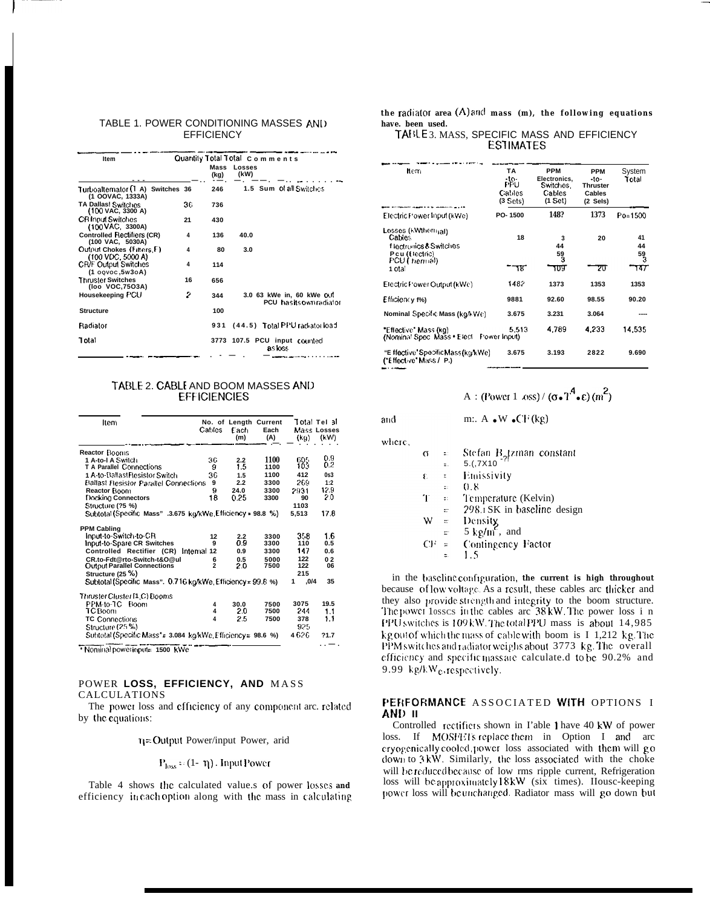TABLE 1. POWER CONDITIONING MASSES AND EFFICIENCY

| Item | Quantity | Total Mass (kg) | Total Losses (kW) | Comments |
|---|---|---|---|---|
| Turboalternator (TA) Switches (1 OOVAC, 1333A) | 36 | 246 | 1.5 | Sum of all Switches |
| TA Dallas! Switches (100 VAC, 3300 A) | 36 | 736 | | |
| CR Input Switches (100VAC, 3300A) | 21 | 430 | | |
| Controlled Rectifiers (CR) (100 VAC, 5030A) | 4 | 136 | 40.0 | |
| Output Chokes (Filters, F) (100 VDC, 5000 A) | 4 | 80 | 3.0 | |
| CR/F Output Switches (1 oqvoc,5w3oA) | 4 | 114 | | |
| Thruster Switches (loo VOC,75O3A) | 16 | 656 | | |
| Housekeeping PCU | 2 | 344 | 3.0 | 63 kWe in, 60 kWe out PCU has its own radiator |
| Structure | | 100 | | |
| Radiator | | 931 | (44.5) | Total PPU radiator load |
| Total | | 3773 | 107.5 | PCU input counted as loss |

TABLE 2. CABLE AND BOOM MASSES AND EFFICIENCIES

| Item | No. of Cables | Length Each (m) | Current Each (A) | Total Mass (kg) | Tel al Losses (kW) |
|---|---|---|---|---|---|
| **Reactor Booms** | | | | | |
| 1 A-to-I A Switch | 36 | 2.2 | 1100 | 605 | 0.9 |
| T A Parallel Connections | 9 | 1.5 | 1100 | 103 | 0.2 |
| 1 A-to-Ballast Resistor Switch | 36 | 1.5 | 1100 | 412 | 0s3 |
| Ballast Resistor Parallel Connections | 9 | 2.2 | 3300 | 269 | 1:2 |
| Reactor Boom | 9 | 24.0 | 3300 | 2931 | 12.9 |
| Docking Connectors | 18 | 0.25 | 3300 | 90 | 2.0 |
| Structure (?5 %) | | | | 1103 | |
| Subtotal (Specific Mass" .3.675 kg/kWe, Efficiency = 98.8 %) | | | | 5,513 | 17.8 |
| **PPM Cabling** | | | | | |
| Input-to-Switch-to-CR | 12 | 2.2 | 3300 | 358 | 1.6 |
| Input-to-Spare CR Switches | 9 | 0.9 | 3300 | 110 | 0.5 |
| Controlled Rectifier (CR) Internal | 12 | 0.9 | 3300 | 147 | 0.6 |
| CR.to-Fdt@rto-Switch-t&O@ul | 6 | 0.5 | 5000 | 122 | 0 2 |
| Output Parallel Connections | 2 | 2.0 | 7500 | 122 | 06 |
| Structure (25 %) | | | | 215 | |
| Subtotal (Specific Mass". 0.716 kg/kWe, Efficiency = 99.8 %) | | | | 1 ,0/4 | 35 |
| Thruster Cluster (1,C) Booms | | | | | |
| PPM-to-TC Boom | 4 | 30.0 | 7500 | 3075 | 19.5 |
| TC Boom | 4 | 2.0 | 7500 | 244 | 1.1 |
| TC Connections | 4 | 2.5 | 7500 | 378 | 1.1 |
| Structure (25 %) | | | | 925 | |
| Subtotal (Specific Mass*= 3.084 kg/kWe, Efficiency = 98.6 %) | | | | 4 626 | ?1.7 |

\* Nominal power input = 1500 kWe

## POWER LOSS, EFFICIENCY, AND MASS CALCULATIONS

The power loss and efficiency of any component arc related by the equations:

$$\eta = \text{Output Power/Input Power, and}$$

$$P_{loss} = (1-\eta) \cdot \text{Input Power}$$

Table 4 shows the calculated values of power losses and efficiency in each option along with the mass in calculating the radiator area (A) and mass (m), the following equations have been used.

TABLE 3. MASS, SPECIFIC MASS AND EFFICIENCY ESTIMATES

| Item | TA -to- PPU Cables (3 Sets) | PPM Electronics, Switches, Cables (1 Set) | PPM -to- Thruster Cables (2 Sels) | System Total |
|---|---|---|---|---|
| Electric Power Input (kWe) | PO- 1500 | 148? | 1373 | Po=1500 |
| Losses (kWthermal) | | | | |
| Cables | 18 | 3 | 20 | 41 |
| Electronics & Switches | | 44 | | 44 |
| Pcu (Electric) | | 59 | | 59 |
| PCU (Thermal) | | 3 | | 3 |
| Total | 18 | 109 | 20 | 147 |
| Electric Power Output (kWe) | 1482 | 1373 | 1353 | 1353 |
| Efficiency (%) | 9881 | 92.60 | 98.55 | 90.20 |
| Nominal Specific Mass (kg/kWe) | 3.675 | 3.231 | 3.064 | ---- |
| "Effective" Mass (kg) (Nominal Spec Mass • Elect Power Input) | 5,513 | 4,789 | 4,233 | 14,535 |
| "Effective" Specific Mass (kg/kWe) ("Effective" Mass / P.) | 3.675 | 3.193 | 2822 | 9.690 |

$$A = (\text{Power Loss}) / (\sigma \cdot T^4 \cdot \varepsilon)\ (m^2)$$

and

$$m = A \cdot W \cdot CF\ (kg)$$

where,

- $\sigma$ = Stefan Boltzman constant = $5.67 \times 10^{-?}$
- $\varepsilon$ = Emissivity = 0.8
- T = Temperature (Kelvin) = 298.1 SK in baseline design
- W = Density = 5 kg/m², and
- CF = Contingency Factor = 1.5

in the baseline configuration, the current is high throughout because of low voltage. As a result, these cables arc thicker and they also provide strength and integrity to the boom structure. The power losses in the cables arc 38 kW. The power loss in PPU switches is 109 kW. The total PPU mass is about 14,985 kg out of which the mass of cable with boom is I 1,212 kg. The PPM switches and radiator weighs about 3773 kg. The overall efficiency and specific mass are calculated to be 90.2% and 9.99 kg/kW$_e$, respectively.

## PERFORMANCE ASSOCIATED WITH OPTIONS I AND II

Controlled rectifiers shown in Table 1 have 40 kW of power loss. If MOSFETs replace them in Option I and arc cryogenically cooled, power loss associated with them will go down to 3 kW. Similarly, the loss associated with the choke will be reduced because of low rms ripple current. Refrigeration loss will be approximately 18 kW (six times). Housekeeping power loss will be unchanged. Radiator mass will go down but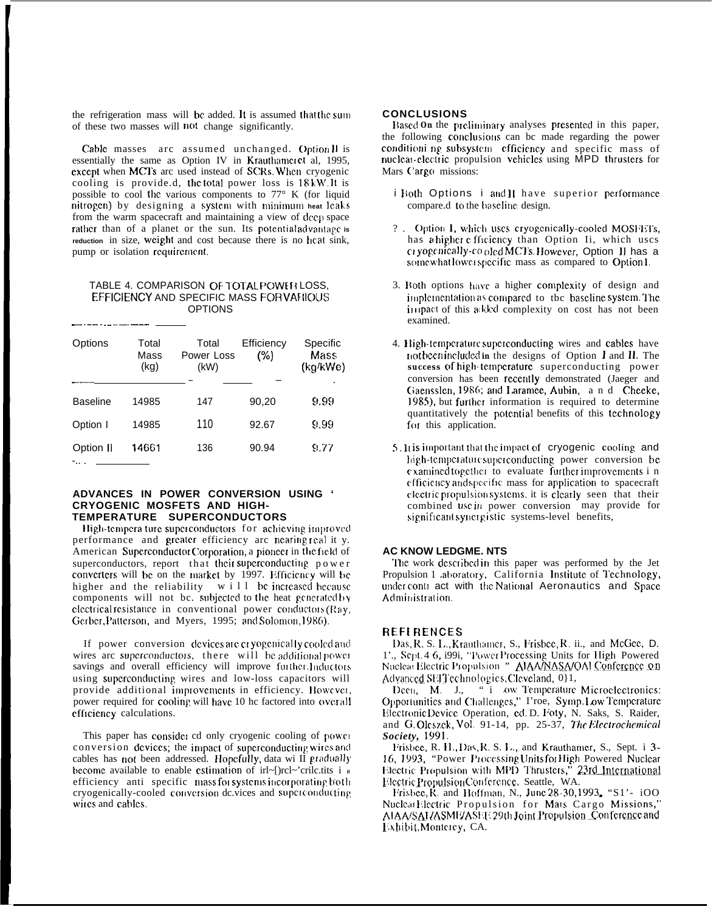the refrigeration mass will be added. It is assumed that the sum of these two masses will not change significantly.

Cable masses are assumed unchanged. Option II is essentially the same as Option IV in Krauthamer et al, 1995, except when MCTs are used instead of SCRs. When cryogenic cooling is provided, the total power loss is 18 kW. It is possible to cool the various components to 77° K (for liquid nitrogen) by designing a system with minimum heat leaks from the warm spacecraft and maintaining a view of deep space rather than of a planet or the sun. Its potential advantage is reduction in size, weight and cost because there is no heat sink, pump or isolation requirement.

TABLE 4. COMPARISON OF TOTAL POWER LOSS, EFFICIENCY AND SPECIFIC MASS FOR VARIOUS OPTIONS

| Options | Total Mass (kg) | Total Power Loss (kW) | Efficiency (%) | Specific Mass (kg/kWe) |
|---|---|---|---|---|
| Baseline | 14985 | 147 | 90,20 | 9.99 |
| Option I | 14985 | 110 | 92.67 | 9.99 |
| Option II | 14661 | 136 | 90.94 | 9.77 |

## ADVANCES IN POWER CONVERSION USING CRYOGENIC MOSFETS AND HIGH-TEMPERATURE SUPERCONDUCTORS

High-temperature superconductors for achieving improved performance and greater efficiency are nearing reality. American Superconductor Corporation, a pioneer in the field of superconductors, report that their superconducting power converters will be on the market by 1997. Efficiency will be higher and the reliability will be increased because components will not be subjected to the heat generated by electrical resistance in conventional power conductors (Ray, Gerber, Patterson, and Myers, 1995; and Solomon, 1986).

If power conversion devices are cryogenically cooled and wires are superconductors, there will be additional power savings and overall efficiency will improve further. Inductors using superconducting wires and low-loss capacitors will provide additional improvements in efficiency. However, power required for cooling will have to be factored into overall efficiency calculations.

This paper has considered only cryogenic cooling of power conversion devices; the impact of superconducting wires and cables has not been addressed. Hopefully, data will gradually become available to enable estimation of improvements in efficiency and specific mass for systems incorporating both cryogenically-cooled conversion devices and superconducting wires and cables.

## CONCLUSIONS

Based on the preliminary analyses presented in this paper, the following conclusions can be made regarding the power conditioning subsystem efficiency and specific mass of nuclear-electric propulsion vehicles using MPD thrusters for Mars Cargo missions:

1. Both Options I and II have superior performance compared to the baseline design.
2. Option I, which uses cryogenically-cooled MOSFETs, has a higher efficiency than Option II, which uses cryogenically-cooled MCTs. However, Option II has a somewhat lower specific mass as compared to Option I.
3. Both options have a higher complexity of design and implementation as compared to the baseline system. The impact of this added complexity on cost has not been examined.
4. High-temperature superconducting wires and cables have not been included in the designs of Option I and II. The success of high-temperature superconducting power conversion has been recently demonstrated (Jaeger and Gaensslen, 1986; and Laramee, Aubin, and Cheeke, 1985), but further information is required to determine quantitatively the potential benefits of this technology for this application.
5. It is important that the impact of cryogenic cooling and high-temperature superconducting power conversion be examined together to evaluate further improvements in efficiency and specific mass for application to spacecraft electric propulsion systems. it is clearly seen that their combined use in power conversion may provide for significant synergistic systems-level benefits,

## ACKNOWLEDGMENTS

The work described in this paper was performed by the Jet Propulsion Laboratory, California Institute of Technology, under contract with the National Aeronautics and Space Administration.

## REFERENCES

Das, R. S. L., Krauthamer, S., Frisbee, R. H., and McGee, D. P., Sept. 4-6, 1991, "Power Processing Units for High Powered Nuclear Electric Propulsion," AIAA/NASA/OAI Conference on Advanced SEI Technologies, Cleveland, OH.

Deen, M. J., "Low Temperature Microelectronics: Opportunities and Challenges," Proc. Symp. Low Temperature Electronic Device Operation, ed. D. Foty, N. Saks, S. Raider, and G. Oleszek, Vol. 91-14, pp. 25-37, *The Electrochemical Society,* 1991.

Frisbee, R. H., Das, R. S. L., and Krauthamer, S., Sept. 13-16, 1993, "Power Processing Units for High Powered Nuclear Electric Propulsion with MPD Thrusters," 23rd International Electric Propulsion Conference, Seattle, WA.

Frisbee, R. and Hoffman, N., June 28-30, 1993, "SP-100 Nuclear Electric Propulsion for Mars Cargo Missions," AIAA/SAE/ASME/ASEE 29th Joint Propulsion Conference and Exhibit, Monterey, CA.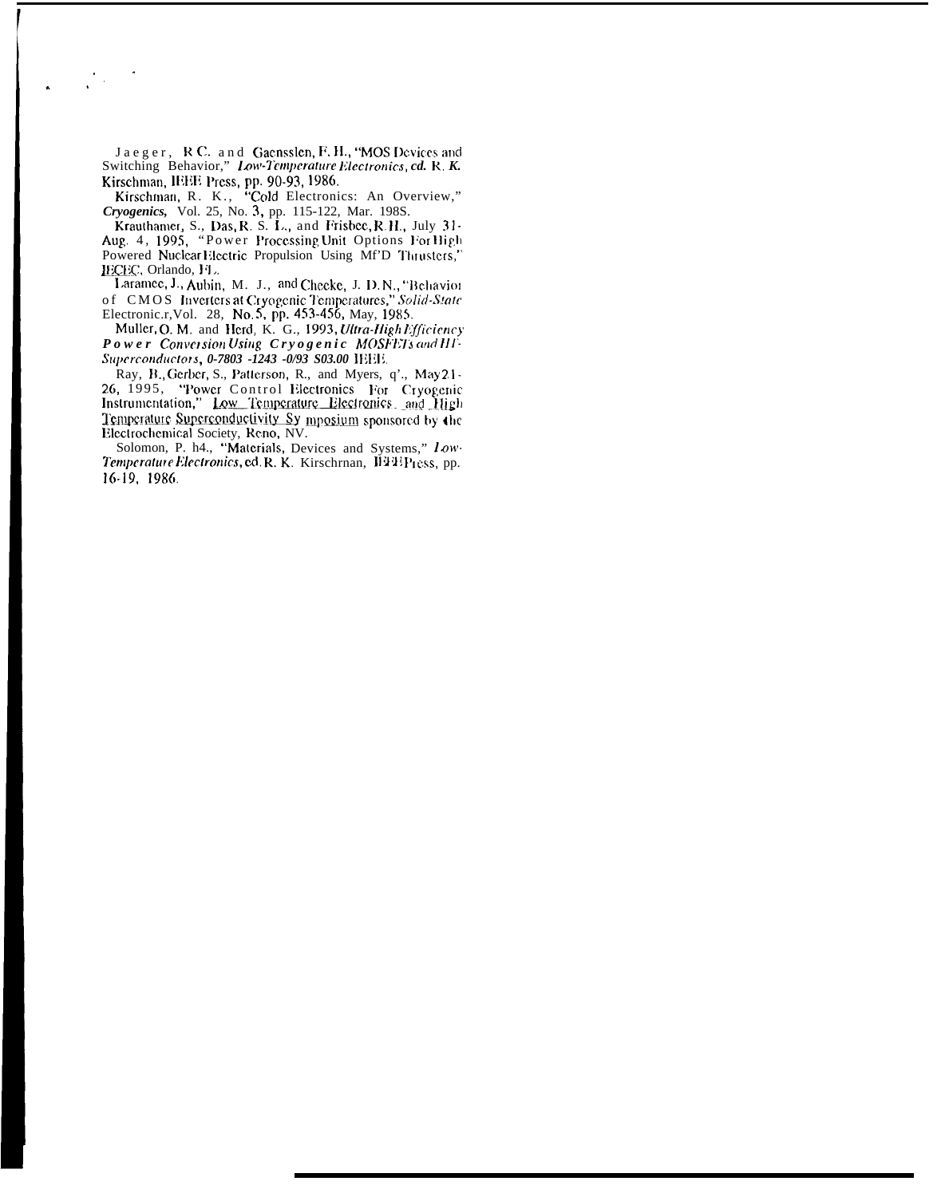Jaeger, R C. and Gaensslen, F. H., "MOS Devices and Switching Behavior," *Low-Temperature Electronics*, ed. R. K. Kirschman, IEEE Press, pp. 90-93, 1986.

Kirschman, R. K., "Cold Electronics: An Overview," ***Cryogenics***, Vol. 25, No. 3, pp. 115-122, Mar. 198S.

Krauthamer, S., Das, R. S. L., and Frisbee, R. H., July 31-Aug. 4, 1995, "Power Processing Unit Options For High Powered Nuclear Electric Propulsion Using MPD Thrusters," IECEC, Orlando, FL.

Laramee, J., Aubin, M. J., and Cheeke, J. D. N., "Behavior of CMOS Inverters at Cryogenic Temperatures," *Solid-State* Electronic.r, Vol. 28, No. 5, pp. 453-456, May, 1985.

Muller, O. M. and Herd, K. G., 1993, ***Ultra-High Efficiency Power Conversion Using Cryogenic MOSFETs and HT-Superconductors, 0-7803 -1243 -0/93 S03.00*** IEEE.

Ray, B., Gerber, S., Patterson, R., and Myers, q'., May 21-26, 1995, "Power Control Electronics For Cryogenic Instrumentation," Low Temperature Electronics and High Temperature Superconductivity Sy mposium sponsored by the Electrochemical Society, Reno, NV.

Solomon, P. M., "Materials, Devices and Systems," *Low-Temperature Electronics*, ed. R. K. Kirschrnan, IEEE Press, pp. 16-19, 1986.